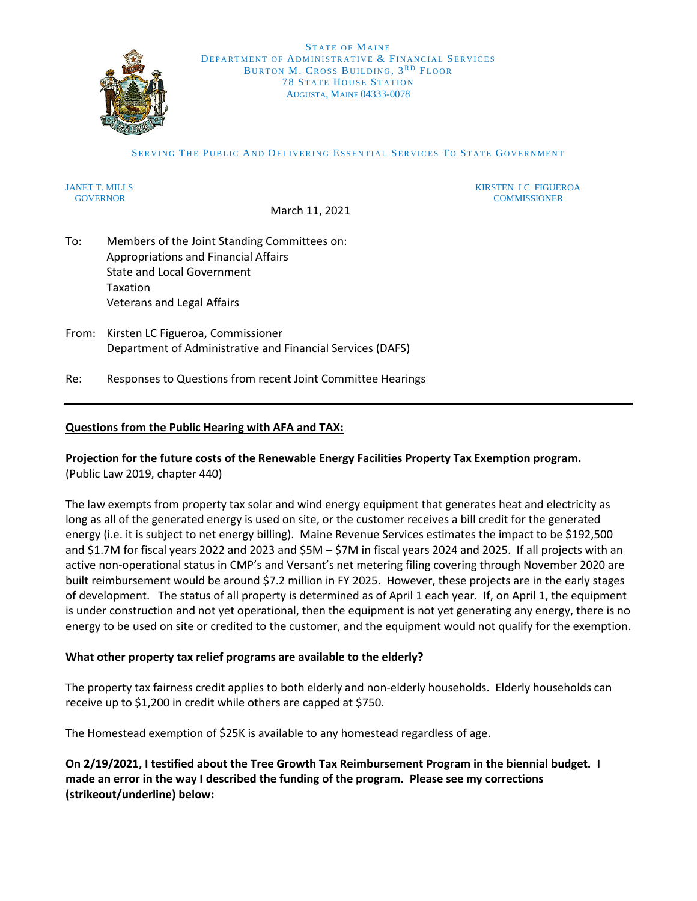STATE OF MAINE
DEPARTMENT OF ADMINISTRATIVE & FINANCIAL SERVICES
BURTON M. CROSS BUILDING, 3RD FLOOR
78 STATE HOUSE STATION
AUGUSTA, MAINE 04333-0078

SERVING THE PUBLIC AND DELIVERING ESSENTIAL SERVICES TO STATE GOVERNMENT

JANET T. MILLS
GOVERNOR

KIRSTEN LC FIGUEROA
COMMISSIONER

March 11, 2021

To: Members of the Joint Standing Committees on:
Appropriations and Financial Affairs
State and Local Government
Taxation
Veterans and Legal Affairs

From: Kirsten LC Figueroa, Commissioner
Department of Administrative and Financial Services (DAFS)

Re: Responses to Questions from recent Joint Committee Hearings

---

**Questions from the Public Hearing with AFA and TAX:**

**Projection for the future costs of the Renewable Energy Facilities Property Tax Exemption program.**
(Public Law 2019, chapter 440)

The law exempts from property tax solar and wind energy equipment that generates heat and electricity as long as all of the generated energy is used on site, or the customer receives a bill credit for the generated energy (i.e. it is subject to net energy billing). Maine Revenue Services estimates the impact to be $192,500 and $1.7M for fiscal years 2022 and 2023 and $5M – $7M in fiscal years 2024 and 2025. If all projects with an active non-operational status in CMP's and Versant's net metering filing covering through November 2020 are built reimbursement would be around $7.2 million in FY 2025. However, these projects are in the early stages of development. The status of all property is determined as of April 1 each year. If, on April 1, the equipment is under construction and not yet operational, then the equipment is not yet generating any energy, there is no energy to be used on site or credited to the customer, and the equipment would not qualify for the exemption.

**What other property tax relief programs are available to the elderly?**

The property tax fairness credit applies to both elderly and non-elderly households. Elderly households can receive up to $1,200 in credit while others are capped at $750.

The Homestead exemption of $25K is available to any homestead regardless of age.

**On 2/19/2021, I testified about the Tree Growth Tax Reimbursement Program in the biennial budget. I made an error in the way I described the funding of the program. Please see my corrections (strikeout/underline) below:**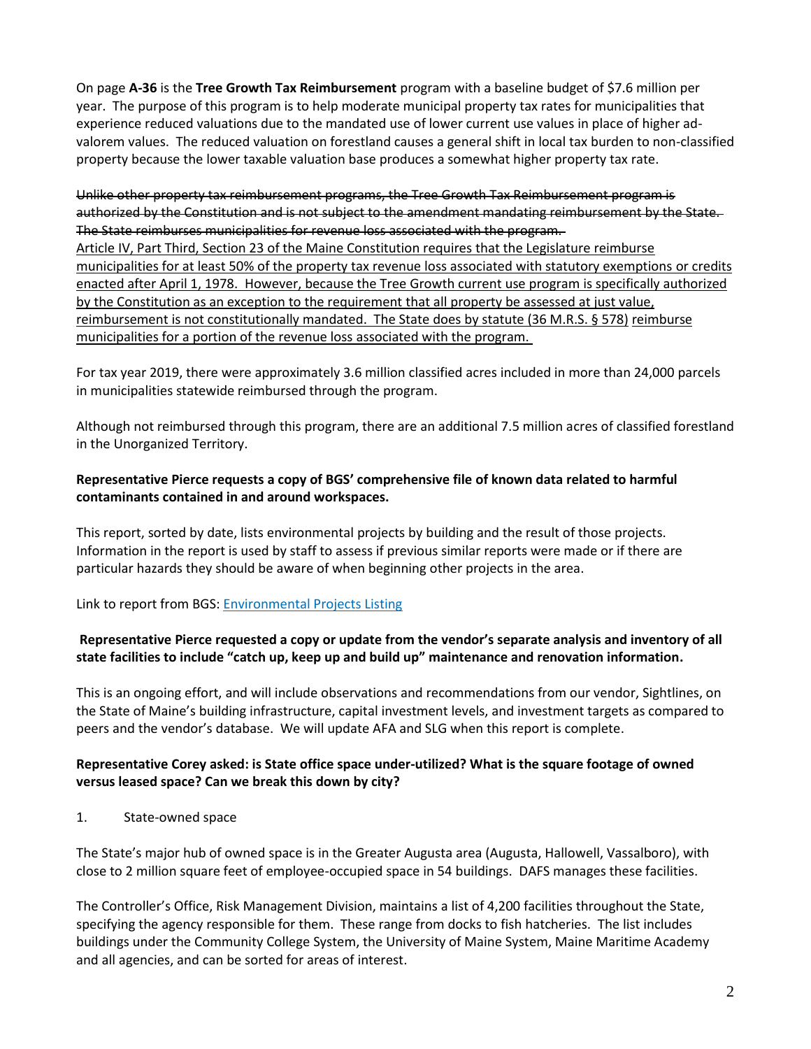On page **A-36** is the **Tree Growth Tax Reimbursement** program with a baseline budget of $7.6 million per year. The purpose of this program is to help moderate municipal property tax rates for municipalities that experience reduced valuations due to the mandated use of lower current use values in place of higher ad-valorem values. The reduced valuation on forestland causes a general shift in local tax burden to non-classified property because the lower taxable valuation base produces a somewhat higher property tax rate.

~~Unlike other property tax reimbursement programs, the Tree Growth Tax Reimbursement program is authorized by the Constitution and is not subject to the amendment mandating reimbursement by the State. The State reimburses municipalities for revenue loss associated with the program.~~
<u>Article IV, Part Third, Section 23 of the Maine Constitution requires that the Legislature reimburse municipalities for at least 50% of the property tax revenue loss associated with statutory exemptions or credits enacted after April 1, 1978. However, because the Tree Growth current use program is specifically authorized by the Constitution as an exception to the requirement that all property be assessed at just value, reimbursement is not constitutionally mandated. The State does by statute (36 M.R.S. § 578) reimburse municipalities for a portion of the revenue loss associated with the program.</u>

For tax year 2019, there were approximately 3.6 million classified acres included in more than 24,000 parcels in municipalities statewide reimbursed through the program.

Although not reimbursed through this program, there are an additional 7.5 million acres of classified forestland in the Unorganized Territory.

**Representative Pierce requests a copy of BGS' comprehensive file of known data related to harmful contaminants contained in and around workspaces.**

This report, sorted by date, lists environmental projects by building and the result of those projects. Information in the report is used by staff to assess if previous similar reports were made or if there are particular hazards they should be aware of when beginning other projects in the area.

Link to report from BGS: [Environmental Projects Listing]

**Representative Pierce requested a copy or update from the vendor's separate analysis and inventory of all state facilities to include "catch up, keep up and build up" maintenance and renovation information.**

This is an ongoing effort, and will include observations and recommendations from our vendor, Sightlines, on the State of Maine's building infrastructure, capital investment levels, and investment targets as compared to peers and the vendor's database. We will update AFA and SLG when this report is complete.

**Representative Corey asked: is State office space under-utilized? What is the square footage of owned versus leased space? Can we break this down by city?**

1. State-owned space

The State's major hub of owned space is in the Greater Augusta area (Augusta, Hallowell, Vassalboro), with close to 2 million square feet of employee-occupied space in 54 buildings. DAFS manages these facilities.

The Controller's Office, Risk Management Division, maintains a list of 4,200 facilities throughout the State, specifying the agency responsible for them. These range from docks to fish hatcheries. The list includes buildings under the Community College System, the University of Maine System, Maine Maritime Academy and all agencies, and can be sorted for areas of interest.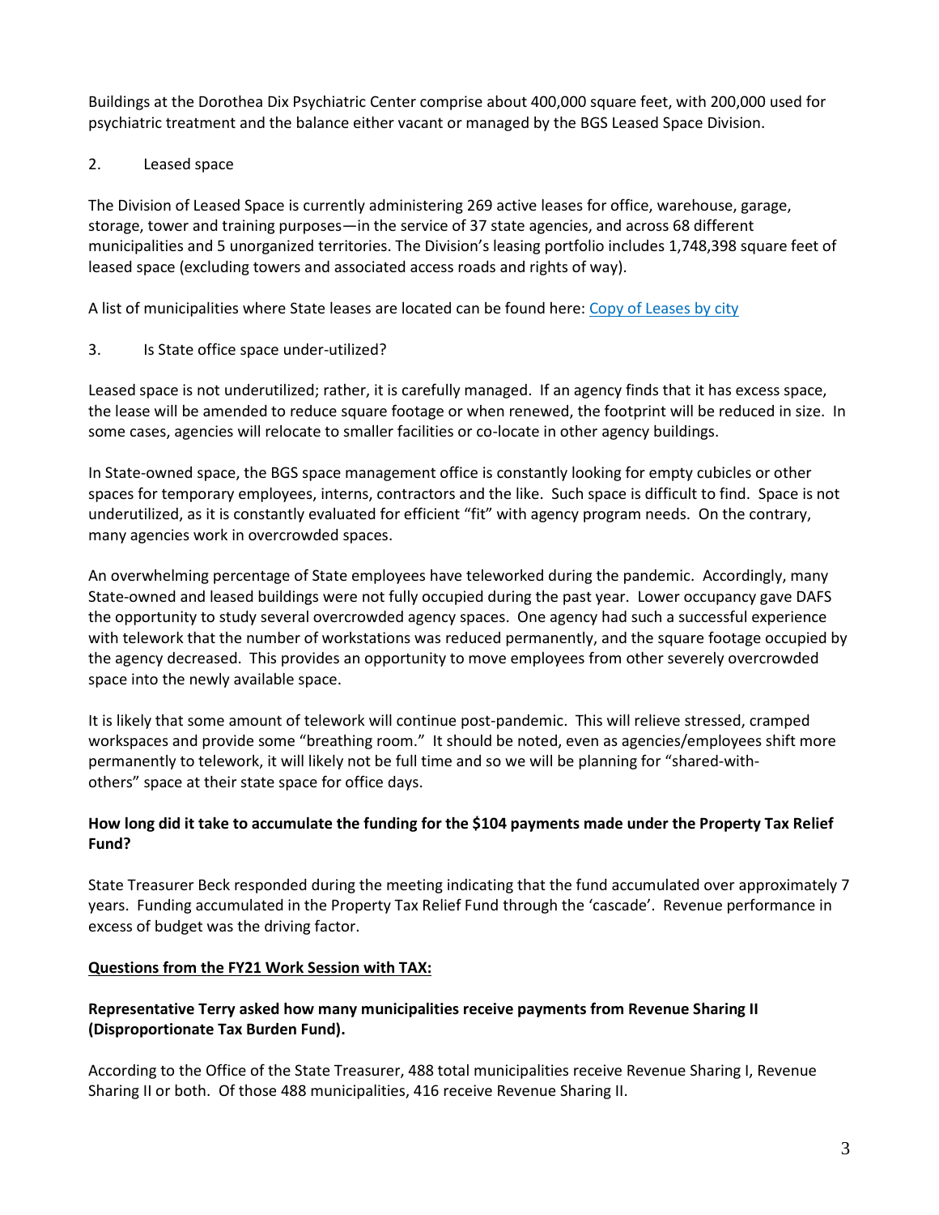Buildings at the Dorothea Dix Psychiatric Center comprise about 400,000 square feet, with 200,000 used for psychiatric treatment and the balance either vacant or managed by the BGS Leased Space Division.

2. Leased space

The Division of Leased Space is currently administering 269 active leases for office, warehouse, garage, storage, tower and training purposes—in the service of 37 state agencies, and across 68 different municipalities and 5 unorganized territories. The Division's leasing portfolio includes 1,748,398 square feet of leased space (excluding towers and associated access roads and rights of way).

A list of municipalities where State leases are located can be found here: [Copy of Leases by city]

3. Is State office space under-utilized?

Leased space is not underutilized; rather, it is carefully managed. If an agency finds that it has excess space, the lease will be amended to reduce square footage or when renewed, the footprint will be reduced in size. In some cases, agencies will relocate to smaller facilities or co-locate in other agency buildings.

In State-owned space, the BGS space management office is constantly looking for empty cubicles or other spaces for temporary employees, interns, contractors and the like. Such space is difficult to find. Space is not underutilized, as it is constantly evaluated for efficient "fit" with agency program needs. On the contrary, many agencies work in overcrowded spaces.

An overwhelming percentage of State employees have teleworked during the pandemic. Accordingly, many State-owned and leased buildings were not fully occupied during the past year. Lower occupancy gave DAFS the opportunity to study several overcrowded agency spaces. One agency had such a successful experience with telework that the number of workstations was reduced permanently, and the square footage occupied by the agency decreased. This provides an opportunity to move employees from other severely overcrowded space into the newly available space.

It is likely that some amount of telework will continue post-pandemic. This will relieve stressed, cramped workspaces and provide some "breathing room." It should be noted, even as agencies/employees shift more permanently to telework, it will likely not be full time and so we will be planning for "shared-with-others" space at their state space for office days.

**How long did it take to accumulate the funding for the $104 payments made under the Property Tax Relief Fund?**

State Treasurer Beck responded during the meeting indicating that the fund accumulated over approximately 7 years. Funding accumulated in the Property Tax Relief Fund through the 'cascade'. Revenue performance in excess of budget was the driving factor.

**Questions from the FY21 Work Session with TAX:**

**Representative Terry asked how many municipalities receive payments from Revenue Sharing II (Disproportionate Tax Burden Fund).**

According to the Office of the State Treasurer, 488 total municipalities receive Revenue Sharing I, Revenue Sharing II or both. Of those 488 municipalities, 416 receive Revenue Sharing II.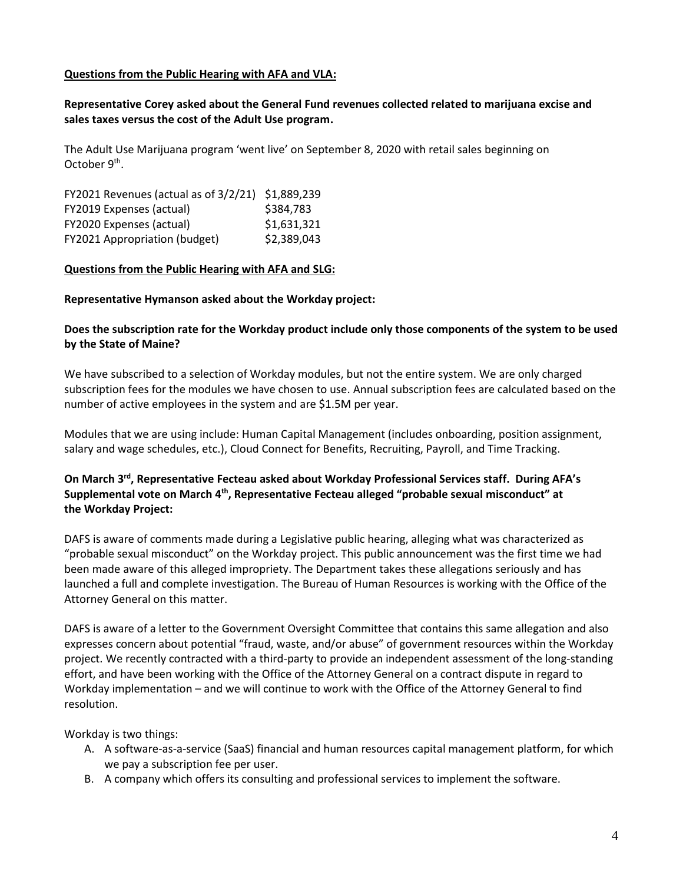**<u>Questions from the Public Hearing with AFA and VLA:</u>**

**Representative Corey asked about the General Fund revenues collected related to marijuana excise and sales taxes versus the cost of the Adult Use program.**

The Adult Use Marijuana program 'went live' on September 8, 2020 with retail sales beginning on October 9th.

| | |
|---|---|
| FY2021 Revenues (actual as of 3/2/21) | $1,889,239 |
| FY2019 Expenses (actual) | $384,783 |
| FY2020 Expenses (actual) | $1,631,321 |
| FY2021 Appropriation (budget) | $2,389,043 |

**<u>Questions from the Public Hearing with AFA and SLG:</u>**

**Representative Hymanson asked about the Workday project:**

**Does the subscription rate for the Workday product include only those components of the system to be used by the State of Maine?**

We have subscribed to a selection of Workday modules, but not the entire system. We are only charged subscription fees for the modules we have chosen to use. Annual subscription fees are calculated based on the number of active employees in the system and are $1.5M per year.

Modules that we are using include: Human Capital Management (includes onboarding, position assignment, salary and wage schedules, etc.), Cloud Connect for Benefits, Recruiting, Payroll, and Time Tracking.

**On March 3rd, Representative Fecteau asked about Workday Professional Services staff. During AFA's Supplemental vote on March 4th, Representative Fecteau alleged "probable sexual misconduct" at the Workday Project:**

DAFS is aware of comments made during a Legislative public hearing, alleging what was characterized as "probable sexual misconduct" on the Workday project. This public announcement was the first time we had been made aware of this alleged impropriety. The Department takes these allegations seriously and has launched a full and complete investigation. The Bureau of Human Resources is working with the Office of the Attorney General on this matter.

DAFS is aware of a letter to the Government Oversight Committee that contains this same allegation and also expresses concern about potential "fraud, waste, and/or abuse" of government resources within the Workday project. We recently contracted with a third-party to provide an independent assessment of the long-standing effort, and have been working with the Office of the Attorney General on a contract dispute in regard to Workday implementation – and we will continue to work with the Office of the Attorney General to find resolution.

Workday is two things:

A. A software-as-a-service (SaaS) financial and human resources capital management platform, for which we pay a subscription fee per user.
B. A company which offers its consulting and professional services to implement the software.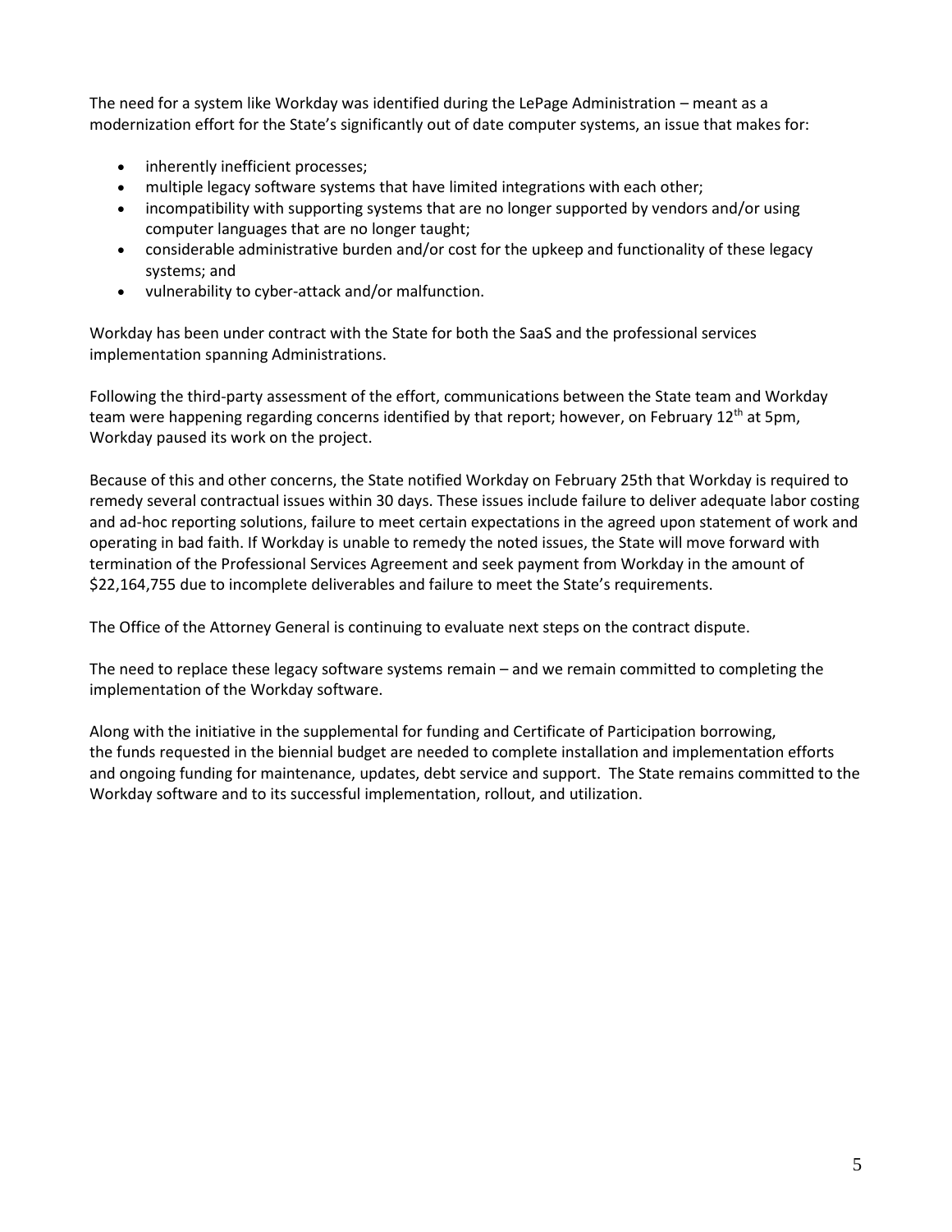The need for a system like Workday was identified during the LePage Administration – meant as a modernization effort for the State's significantly out of date computer systems, an issue that makes for:

- inherently inefficient processes;
- multiple legacy software systems that have limited integrations with each other;
- incompatibility with supporting systems that are no longer supported by vendors and/or using computer languages that are no longer taught;
- considerable administrative burden and/or cost for the upkeep and functionality of these legacy systems; and
- vulnerability to cyber-attack and/or malfunction.

Workday has been under contract with the State for both the SaaS and the professional services implementation spanning Administrations.

Following the third-party assessment of the effort, communications between the State team and Workday team were happening regarding concerns identified by that report; however, on February 12th at 5pm, Workday paused its work on the project.

Because of this and other concerns, the State notified Workday on February 25th that Workday is required to remedy several contractual issues within 30 days. These issues include failure to deliver adequate labor costing and ad-hoc reporting solutions, failure to meet certain expectations in the agreed upon statement of work and operating in bad faith. If Workday is unable to remedy the noted issues, the State will move forward with termination of the Professional Services Agreement and seek payment from Workday in the amount of $22,164,755 due to incomplete deliverables and failure to meet the State's requirements.

The Office of the Attorney General is continuing to evaluate next steps on the contract dispute.

The need to replace these legacy software systems remain – and we remain committed to completing the implementation of the Workday software.

Along with the initiative in the supplemental for funding and Certificate of Participation borrowing, the funds requested in the biennial budget are needed to complete installation and implementation efforts and ongoing funding for maintenance, updates, debt service and support. The State remains committed to the Workday software and to its successful implementation, rollout, and utilization.